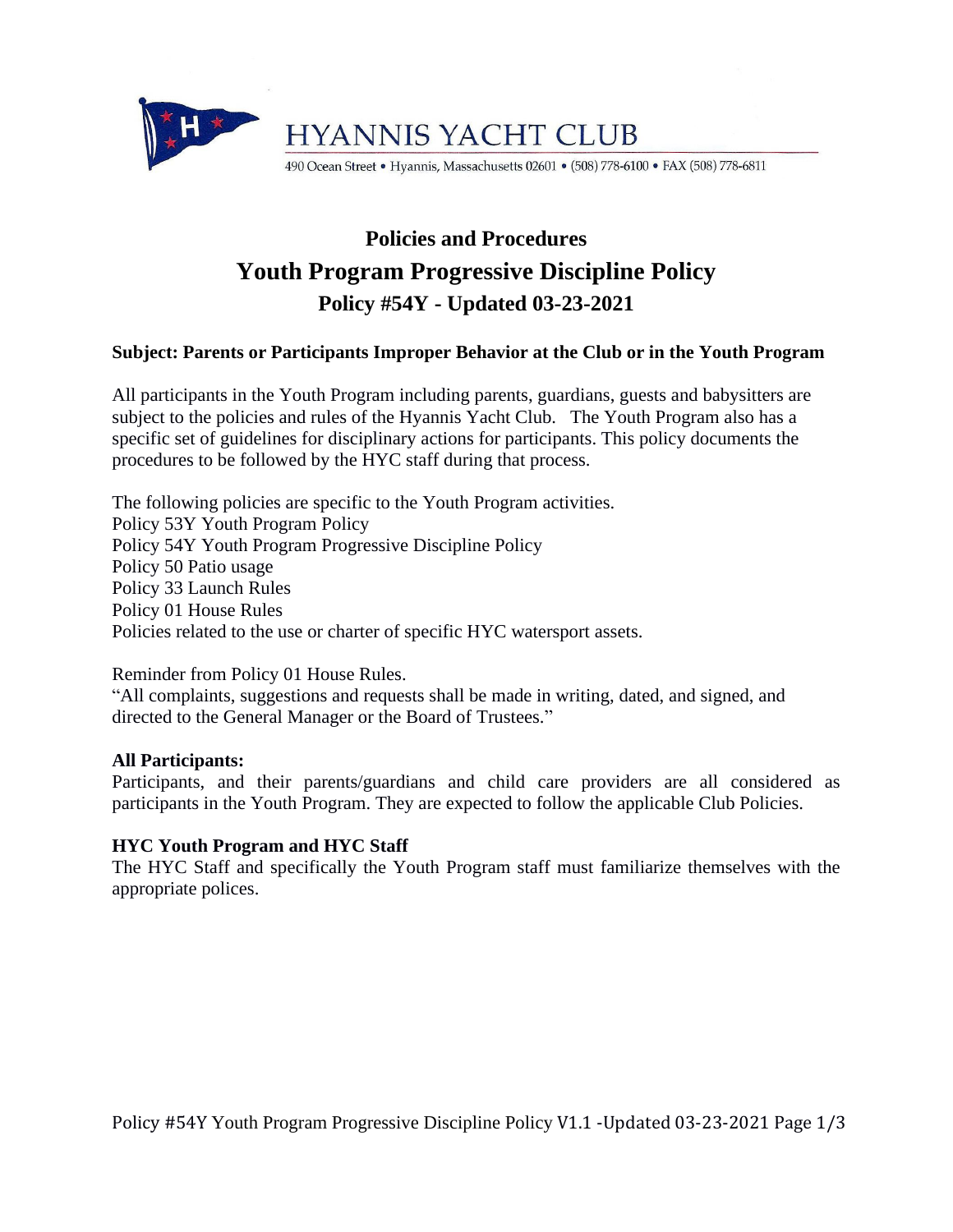HYANNIS YACHT CLUB

490 Ocean Street • Hyannis, Massachusetts 02601 • (508) 778-6100 • FAX (508) 778-6811

# Policies and Procedures
# Youth Program Progressive Discipline Policy
## Policy #54Y - Updated 03-23-2021

**Subject: Parents or Participants Improper Behavior at the Club or in the Youth Program**

All participants in the Youth Program including parents, guardians, guests and babysitters are subject to the policies and rules of the Hyannis Yacht Club. The Youth Program also has a specific set of guidelines for disciplinary actions for participants. This policy documents the procedures to be followed by the HYC staff during that process.

The following policies are specific to the Youth Program activities.
Policy 53Y Youth Program Policy
Policy 54Y Youth Program Progressive Discipline Policy
Policy 50 Patio usage
Policy 33 Launch Rules
Policy 01 House Rules
Policies related to the use or charter of specific HYC watersport assets.

Reminder from Policy 01 House Rules.
"All complaints, suggestions and requests shall be made in writing, dated, and signed, and directed to the General Manager or the Board of Trustees."

**All Participants:**
Participants, and their parents/guardians and child care providers are all considered as participants in the Youth Program. They are expected to follow the applicable Club Policies.

**HYC Youth Program and HYC Staff**
The HYC Staff and specifically the Youth Program staff must familiarize themselves with the appropriate polices.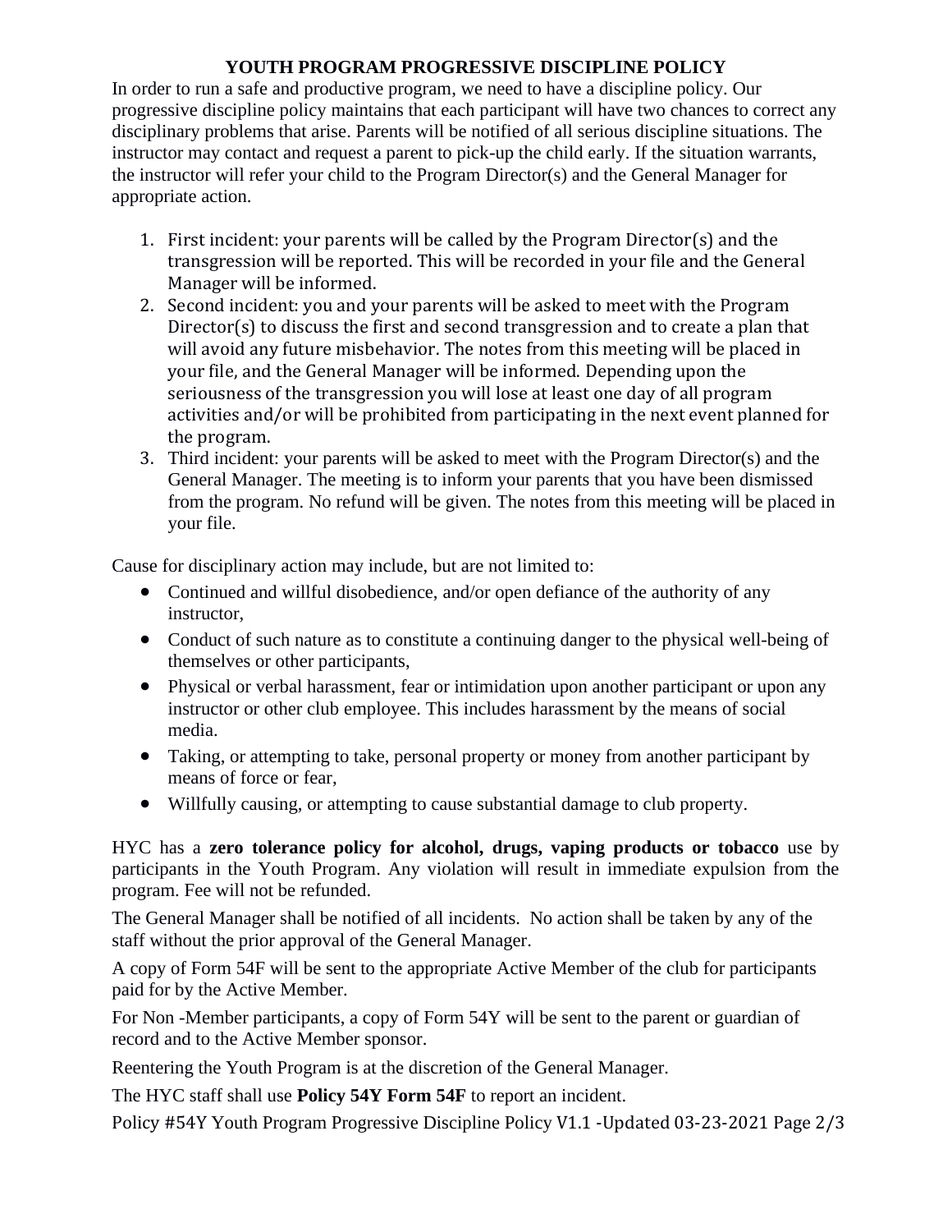# YOUTH PROGRAM PROGRESSIVE DISCIPLINE POLICY

In order to run a safe and productive program, we need to have a discipline policy. Our progressive discipline policy maintains that each participant will have two chances to correct any disciplinary problems that arise. Parents will be notified of all serious discipline situations. The instructor may contact and request a parent to pick-up the child early. If the situation warrants, the instructor will refer your child to the Program Director(s) and the General Manager for appropriate action.

1. First incident: your parents will be called by the Program Director(s) and the transgression will be reported. This will be recorded in your file and the General Manager will be informed.
2. Second incident: you and your parents will be asked to meet with the Program Director(s) to discuss the first and second transgression and to create a plan that will avoid any future misbehavior. The notes from this meeting will be placed in your file, and the General Manager will be informed. Depending upon the seriousness of the transgression you will lose at least one day of all program activities and/or will be prohibited from participating in the next event planned for the program.
3. Third incident: your parents will be asked to meet with the Program Director(s) and the General Manager. The meeting is to inform your parents that you have been dismissed from the program. No refund will be given. The notes from this meeting will be placed in your file.

Cause for disciplinary action may include, but are not limited to:

- Continued and willful disobedience, and/or open defiance of the authority of any instructor,
- Conduct of such nature as to constitute a continuing danger to the physical well-being of themselves or other participants,
- Physical or verbal harassment, fear or intimidation upon another participant or upon any instructor or other club employee. This includes harassment by the means of social media.
- Taking, or attempting to take, personal property or money from another participant by means of force or fear,
- Willfully causing, or attempting to cause substantial damage to club property.

HYC has a **zero tolerance policy for alcohol, drugs, vaping products or tobacco** use by participants in the Youth Program. Any violation will result in immediate expulsion from the program. Fee will not be refunded.

The General Manager shall be notified of all incidents. No action shall be taken by any of the staff without the prior approval of the General Manager.

A copy of Form 54F will be sent to the appropriate Active Member of the club for participants paid for by the Active Member.

For Non -Member participants, a copy of Form 54Y will be sent to the parent or guardian of record and to the Active Member sponsor.

Reentering the Youth Program is at the discretion of the General Manager.

The HYC staff shall use **Policy 54Y Form 54F** to report an incident.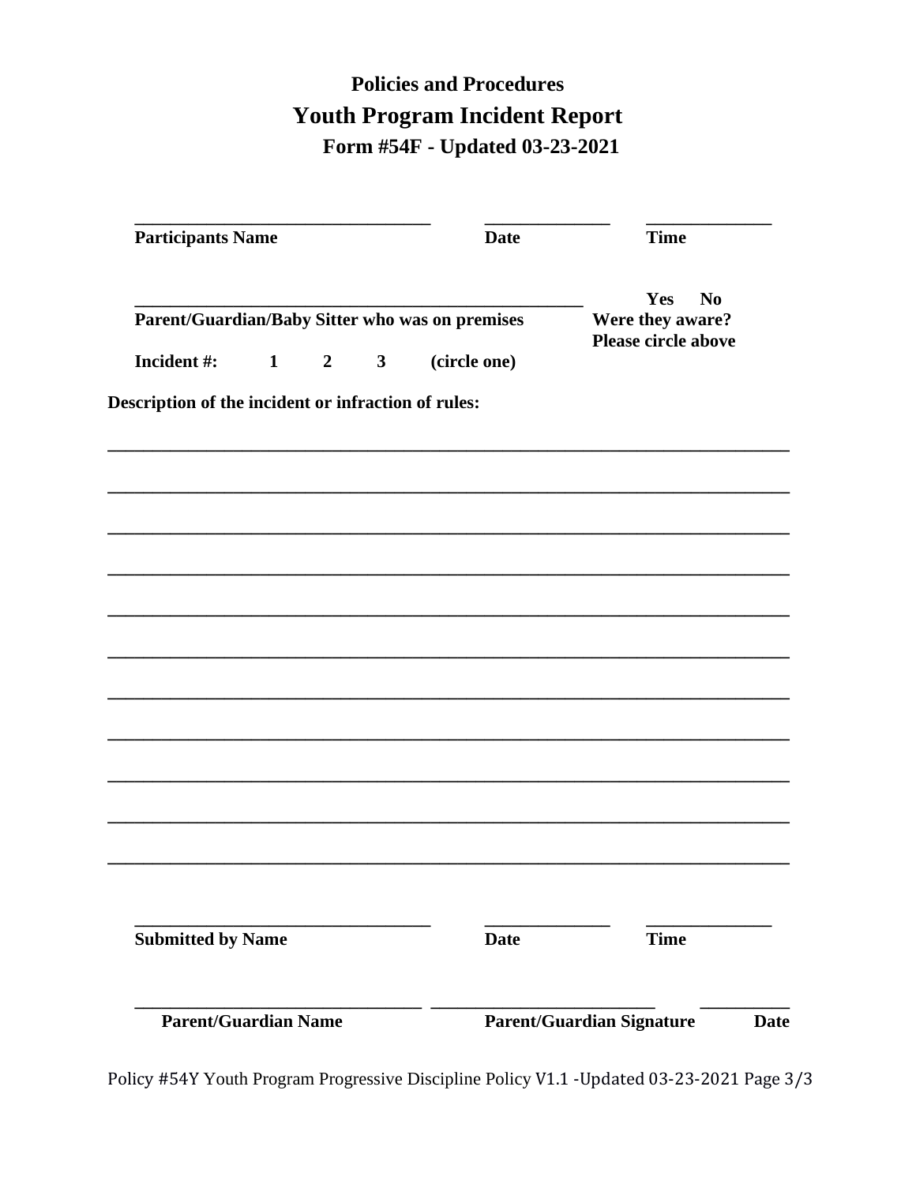# Policies and Procedures

## Youth Program Incident Report

### Form #54F - Updated 03-23-2021

_________________________________ _____________ _____________

**Participants Name** **Date** **Time**

__________________________________________________ **Yes No**

**Parent/Guardian/Baby Sitter who was on premises** **Were they aware?**
**Please circle above**

**Incident #: 1 2 3 (circle one)**

**Description of the incident or infraction of rules:**

___________________________________________________________________________

___________________________________________________________________________

___________________________________________________________________________

___________________________________________________________________________

___________________________________________________________________________

___________________________________________________________________________

___________________________________________________________________________

___________________________________________________________________________

___________________________________________________________________________

___________________________________________________________________________

___________________________________________________________________________

_________________________________ _____________ _____________

**Submitted by Name** **Date** **Time**

________________________________ ________________________ __________

**Parent/Guardian Name** **Parent/Guardian Signature** **Date**

Policy #54Y Youth Program Progressive Discipline Policy V1.1 -Updated 03-23-2021